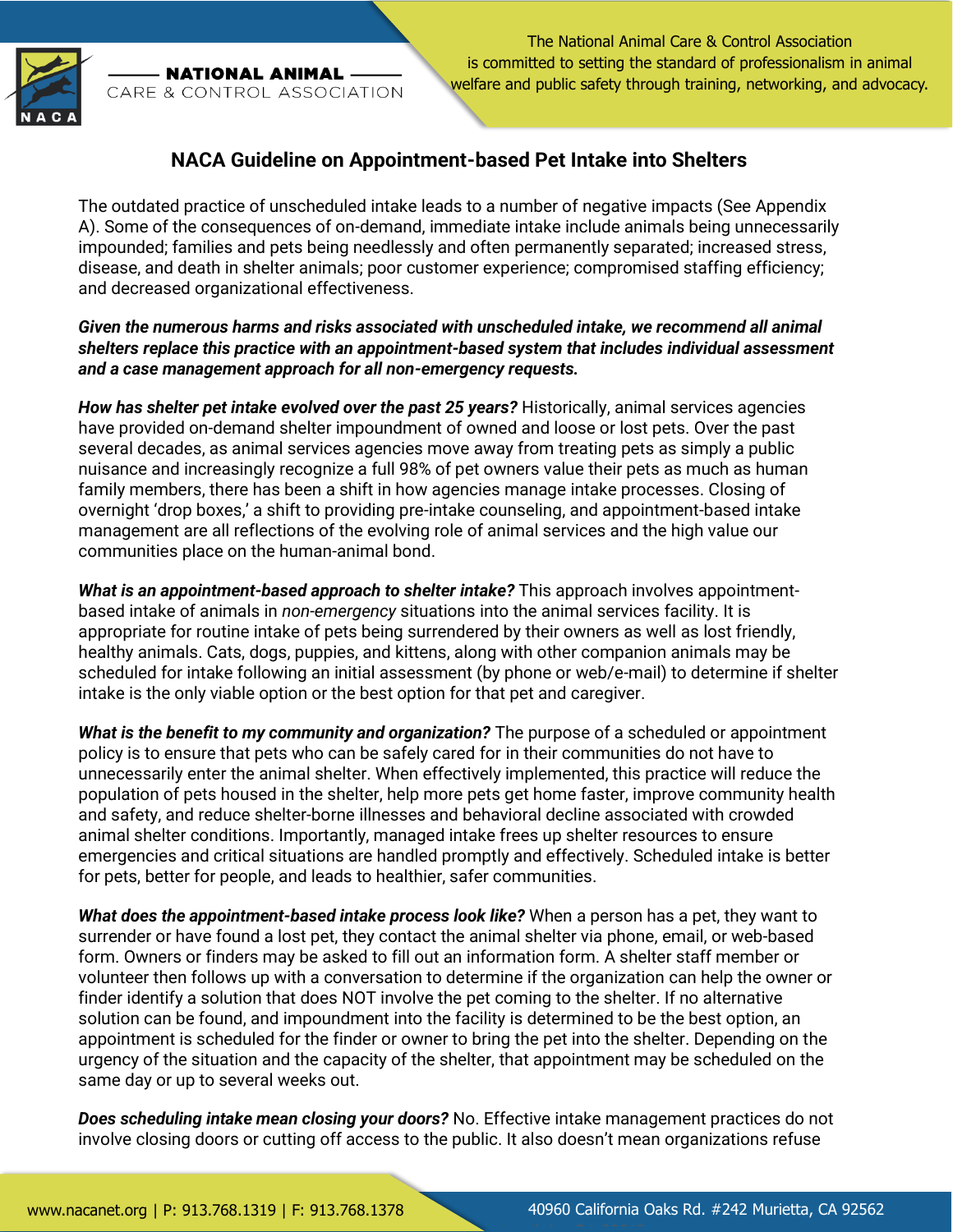NATIONAL ANIMAL CARE & CONTROL ASSOCIATION

The National Animal Care & Control Association is committed to setting the standard of professionalism in animal welfare and public safety through training, networking, and advocacy.

# NACA Guideline on Appointment-based Pet Intake into Shelters

The outdated practice of unscheduled intake leads to a number of negative impacts (See Appendix A). Some of the consequences of on-demand, immediate intake include animals being unnecessarily impounded; families and pets being needlessly and often permanently separated; increased stress, disease, and death in shelter animals; poor customer experience; compromised staffing efficiency; and decreased organizational effectiveness.

***Given the numerous harms and risks associated with unscheduled intake, we recommend all animal shelters replace this practice with an appointment-based system that includes individual assessment and a case management approach for all non-emergency requests.***

***How has shelter pet intake evolved over the past 25 years?*** Historically, animal services agencies have provided on-demand shelter impoundment of owned and loose or lost pets. Over the past several decades, as animal services agencies move away from treating pets as simply a public nuisance and increasingly recognize a full 98% of pet owners value their pets as much as human family members, there has been a shift in how agencies manage intake processes. Closing of overnight 'drop boxes,' a shift to providing pre-intake counseling, and appointment-based intake management are all reflections of the evolving role of animal services and the high value our communities place on the human-animal bond.

***What is an appointment-based approach to shelter intake?*** This approach involves appointment-based intake of animals in *non-emergency* situations into the animal services facility. It is appropriate for routine intake of pets being surrendered by their owners as well as lost friendly, healthy animals. Cats, dogs, puppies, and kittens, along with other companion animals may be scheduled for intake following an initial assessment (by phone or web/e-mail) to determine if shelter intake is the only viable option or the best option for that pet and caregiver.

***What is the benefit to my community and organization?*** The purpose of a scheduled or appointment policy is to ensure that pets who can be safely cared for in their communities do not have to unnecessarily enter the animal shelter. When effectively implemented, this practice will reduce the population of pets housed in the shelter, help more pets get home faster, improve community health and safety, and reduce shelter-borne illnesses and behavioral decline associated with crowded animal shelter conditions. Importantly, managed intake frees up shelter resources to ensure emergencies and critical situations are handled promptly and effectively. Scheduled intake is better for pets, better for people, and leads to healthier, safer communities.

***What does the appointment-based intake process look like?*** When a person has a pet, they want to surrender or have found a lost pet, they contact the animal shelter via phone, email, or web-based form. Owners or finders may be asked to fill out an information form. A shelter staff member or volunteer then follows up with a conversation to determine if the organization can help the owner or finder identify a solution that does NOT involve the pet coming to the shelter. If no alternative solution can be found, and impoundment into the facility is determined to be the best option, an appointment is scheduled for the finder or owner to bring the pet into the shelter. Depending on the urgency of the situation and the capacity of the shelter, that appointment may be scheduled on the same day or up to several weeks out.

***Does scheduling intake mean closing your doors?*** No. Effective intake management practices do not involve closing doors or cutting off access to the public. It also doesn't mean organizations refuse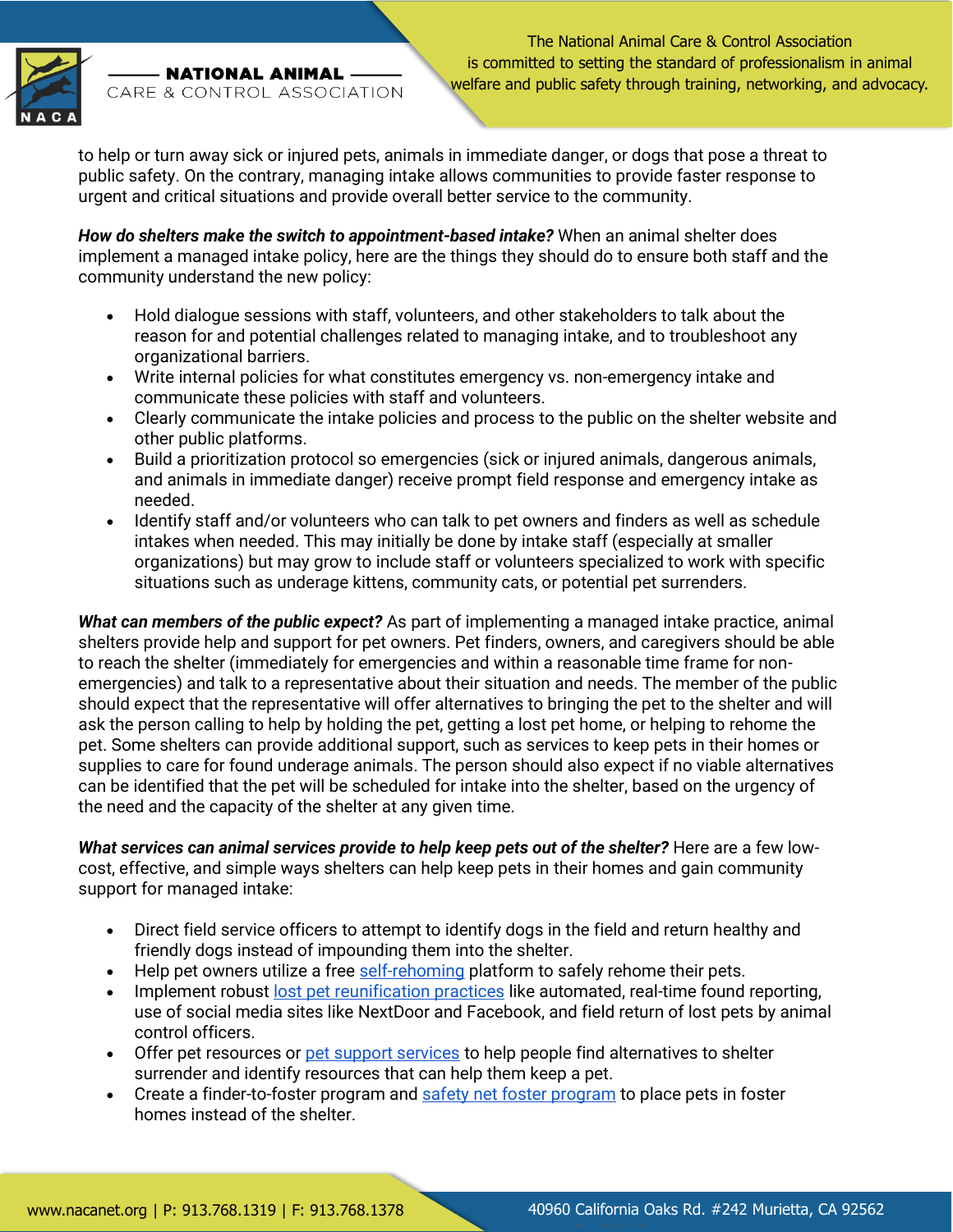to help or turn away sick or injured pets, animals in immediate danger, or dogs that pose a threat to public safety. On the contrary, managing intake allows communities to provide faster response to urgent and critical situations and provide overall better service to the community.

***How do shelters make the switch to appointment-based intake?*** When an animal shelter does implement a managed intake policy, here are the things they should do to ensure both staff and the community understand the new policy:

- Hold dialogue sessions with staff, volunteers, and other stakeholders to talk about the reason for and potential challenges related to managing intake, and to troubleshoot any organizational barriers.
- Write internal policies for what constitutes emergency vs. non-emergency intake and communicate these policies with staff and volunteers.
- Clearly communicate the intake policies and process to the public on the shelter website and other public platforms.
- Build a prioritization protocol so emergencies (sick or injured animals, dangerous animals, and animals in immediate danger) receive prompt field response and emergency intake as needed.
- Identify staff and/or volunteers who can talk to pet owners and finders as well as schedule intakes when needed. This may initially be done by intake staff (especially at smaller organizations) but may grow to include staff or volunteers specialized to work with specific situations such as underage kittens, community cats, or potential pet surrenders.

***What can members of the public expect?*** As part of implementing a managed intake practice, animal shelters provide help and support for pet owners. Pet finders, owners, and caregivers should be able to reach the shelter (immediately for emergencies and within a reasonable time frame for non-emergencies) and talk to a representative about their situation and needs. The member of the public should expect that the representative will offer alternatives to bringing the pet to the shelter and will ask the person calling to help by holding the pet, getting a lost pet home, or helping to rehome the pet. Some shelters can provide additional support, such as services to keep pets in their homes or supplies to care for found underage animals. The person should also expect if no viable alternatives can be identified that the pet will be scheduled for intake into the shelter, based on the urgency of the need and the capacity of the shelter at any given time.

***What services can animal services provide to help keep pets out of the shelter?*** Here are a few low-cost, effective, and simple ways shelters can help keep pets in their homes and gain community support for managed intake:

- Direct field service officers to attempt to identify dogs in the field and return healthy and friendly dogs instead of impounding them into the shelter.
- Help pet owners utilize a free self-rehoming platform to safely rehome their pets.
- Implement robust lost pet reunification practices like automated, real-time found reporting, use of social media sites like NextDoor and Facebook, and field return of lost pets by animal control officers.
- Offer pet resources or pet support services to help people find alternatives to shelter surrender and identify resources that can help them keep a pet.
- Create a finder-to-foster program and safety net foster program to place pets in foster homes instead of the shelter.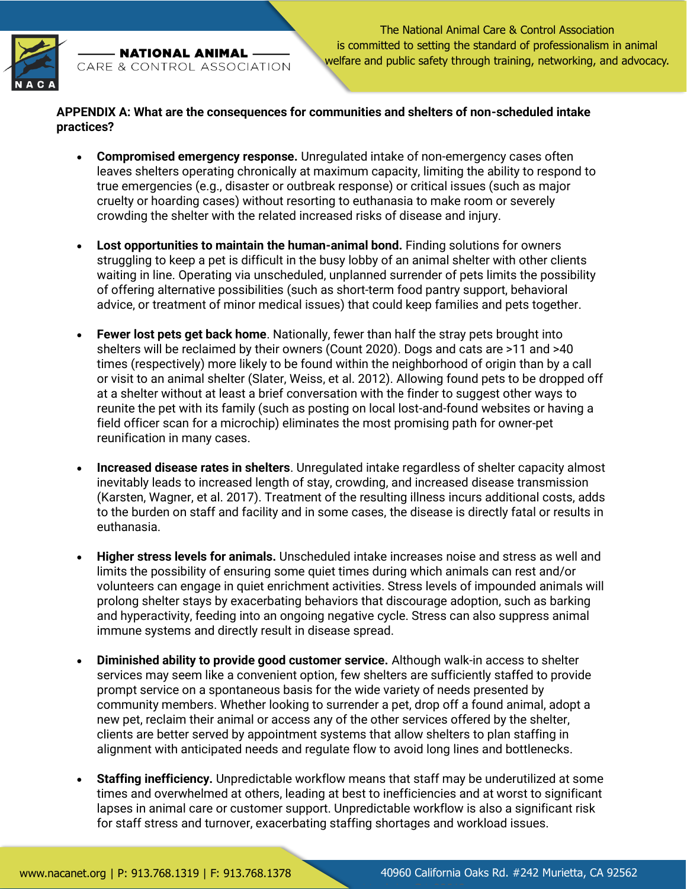**APPENDIX A: What are the consequences for communities and shelters of non-scheduled intake practices?**

- **Compromised emergency response.** Unregulated intake of non-emergency cases often leaves shelters operating chronically at maximum capacity, limiting the ability to respond to true emergencies (e.g., disaster or outbreak response) or critical issues (such as major cruelty or hoarding cases) without resorting to euthanasia to make room or severely crowding the shelter with the related increased risks of disease and injury.

- **Lost opportunities to maintain the human-animal bond.** Finding solutions for owners struggling to keep a pet is difficult in the busy lobby of an animal shelter with other clients waiting in line. Operating via unscheduled, unplanned surrender of pets limits the possibility of offering alternative possibilities (such as short-term food pantry support, behavioral advice, or treatment of minor medical issues) that could keep families and pets together.

- **Fewer lost pets get back home**. Nationally, fewer than half the stray pets brought into shelters will be reclaimed by their owners (Count 2020). Dogs and cats are >11 and >40 times (respectively) more likely to be found within the neighborhood of origin than by a call or visit to an animal shelter (Slater, Weiss, et al. 2012). Allowing found pets to be dropped off at a shelter without at least a brief conversation with the finder to suggest other ways to reunite the pet with its family (such as posting on local lost-and-found websites or having a field officer scan for a microchip) eliminates the most promising path for owner-pet reunification in many cases.

- **Increased disease rates in shelters**. Unregulated intake regardless of shelter capacity almost inevitably leads to increased length of stay, crowding, and increased disease transmission (Karsten, Wagner, et al. 2017). Treatment of the resulting illness incurs additional costs, adds to the burden on staff and facility and in some cases, the disease is directly fatal or results in euthanasia.

- **Higher stress levels for animals.** Unscheduled intake increases noise and stress as well and limits the possibility of ensuring some quiet times during which animals can rest and/or volunteers can engage in quiet enrichment activities. Stress levels of impounded animals will prolong shelter stays by exacerbating behaviors that discourage adoption, such as barking and hyperactivity, feeding into an ongoing negative cycle. Stress can also suppress animal immune systems and directly result in disease spread.

- **Diminished ability to provide good customer service.** Although walk-in access to shelter services may seem like a convenient option, few shelters are sufficiently staffed to provide prompt service on a spontaneous basis for the wide variety of needs presented by community members. Whether looking to surrender a pet, drop off a found animal, adopt a new pet, reclaim their animal or access any of the other services offered by the shelter, clients are better served by appointment systems that allow shelters to plan staffing in alignment with anticipated needs and regulate flow to avoid long lines and bottlenecks.

- **Staffing inefficiency.** Unpredictable workflow means that staff may be underutilized at some times and overwhelmed at others, leading at best to inefficiencies and at worst to significant lapses in animal care or customer support. Unpredictable workflow is also a significant risk for staff stress and turnover, exacerbating staffing shortages and workload issues.